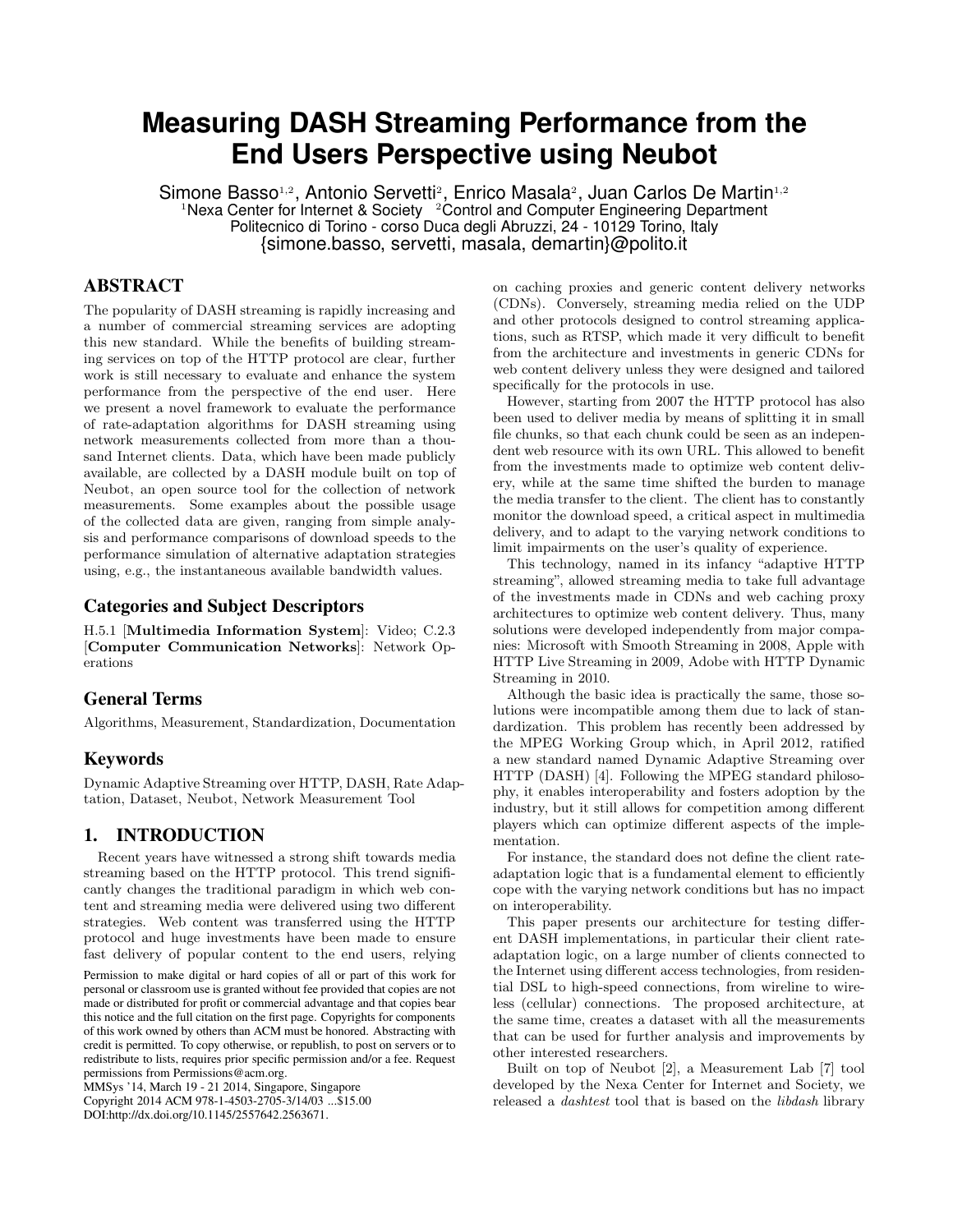# Measuring DASH Streaming Performance from the End Users Perspective using Neubot

Simone Basso[1,2], Antonio Servetti[2], Enrico Masala[2], Juan Carlos De Martin[1,2]

[1]Nexa Center for Internet & Society [2]Control and Computer Engineering Department

Politecnico di Torino - corso Duca degli Abruzzi, 24 - 10129 Torino, Italy

{simone.basso, servetti, masala, demartin}@polito.it

## ABSTRACT

The popularity of DASH streaming is rapidly increasing and a number of commercial streaming services are adopting this new standard. While the benefits of building streaming services on top of the HTTP protocol are clear, further work is still necessary to evaluate and enhance the system performance from the perspective of the end user. Here we present a novel framework to evaluate the performance of rate-adaptation algorithms for DASH streaming using network measurements collected from more than a thousand Internet clients. Data, which have been made publicly available, are collected by a DASH module built on top of Neubot, an open source tool for the collection of network measurements. Some examples about the possible usage of the collected data are given, ranging from simple analysis and performance comparisons of download speeds to the performance simulation of alternative adaptation strategies using, e.g., the instantaneous available bandwidth values.

## Categories and Subject Descriptors

H.5.1 [**Multimedia Information System**]: Video; C.2.3 [**Computer Communication Networks**]: Network Operations

## General Terms

Algorithms, Measurement, Standardization, Documentation

## Keywords

Dynamic Adaptive Streaming over HTTP, DASH, Rate Adaptation, Dataset, Neubot, Network Measurement Tool

## 1. INTRODUCTION

Recent years have witnessed a strong shift towards media streaming based on the HTTP protocol. This trend significantly changes the traditional paradigm in which web content and streaming media were delivered using two different strategies. Web content was transferred using the HTTP protocol and huge investments have been made to ensure fast delivery of popular content to the end users, relying on caching proxies and generic content delivery networks (CDNs). Conversely, streaming media relied on the UDP and other protocols designed to control streaming applications, such as RTSP, which made it very difficult to benefit from the architecture and investments in generic CDNs for web content delivery unless they were designed and tailored specifically for the protocols in use.

However, starting from 2007 the HTTP protocol has also been used to deliver media by means of splitting it in small file chunks, so that each chunk could be seen as an independent web resource with its own URL. This allowed to benefit from the investments made to optimize web content delivery, while at the same time shifted the burden to manage the media transfer to the client. The client has to constantly monitor the download speed, a critical aspect in multimedia delivery, and to adapt to the varying network conditions to limit impairments on the user's quality of experience.

This technology, named in its infancy "adaptive HTTP streaming", allowed streaming media to take full advantage of the investments made in CDNs and web caching proxy architectures to optimize web content delivery. Thus, many solutions were developed independently from major companies: Microsoft with Smooth Streaming in 2008, Apple with HTTP Live Streaming in 2009, Adobe with HTTP Dynamic Streaming in 2010.

Although the basic idea is practically the same, those solutions were incompatible among them due to lack of standardization. This problem has recently been addressed by the MPEG Working Group which, in April 2012, ratified a new standard named Dynamic Adaptive Streaming over HTTP (DASH) [4]. Following the MPEG standard philosophy, it enables interoperability and fosters adoption by the industry, but it still allows for competition among different players which can optimize different aspects of the implementation.

For instance, the standard does not define the client rate-adaptation logic that is a fundamental element to efficiently cope with the varying network conditions but has no impact on interoperability.

This paper presents our architecture for testing different DASH implementations, in particular their client rate-adaptation logic, on a large number of clients connected to the Internet using different access technologies, from residential DSL to high-speed connections, from wireline to wireless (cellular) connections. The proposed architecture, at the same time, creates a dataset with all the measurements that can be used for further analysis and improvements by other interested researchers.

Built on top of Neubot [2], a Measurement Lab [7] tool developed by the Nexa Center for Internet and Society, we released a *dashtest* tool that is based on the *libdash* library

Permission to make digital or hard copies of all or part of this work for personal or classroom use is granted without fee provided that copies are not made or distributed for profit or commercial advantage and that copies bear this notice and the full citation on the first page. Copyrights for components of this work owned by others than ACM must be honored. Abstracting with credit is permitted. To copy otherwise, or republish, to post on servers or to redistribute to lists, requires prior specific permission and/or a fee. Request permissions from Permissions@acm.org.
MMSys '14, March 19 - 21 2014, Singapore, Singapore
Copyright 2014 ACM 978-1-4503-2705-3/14/03 ...$15.00
DOI:http://dx.doi.org/10.1145/2557642.2563671.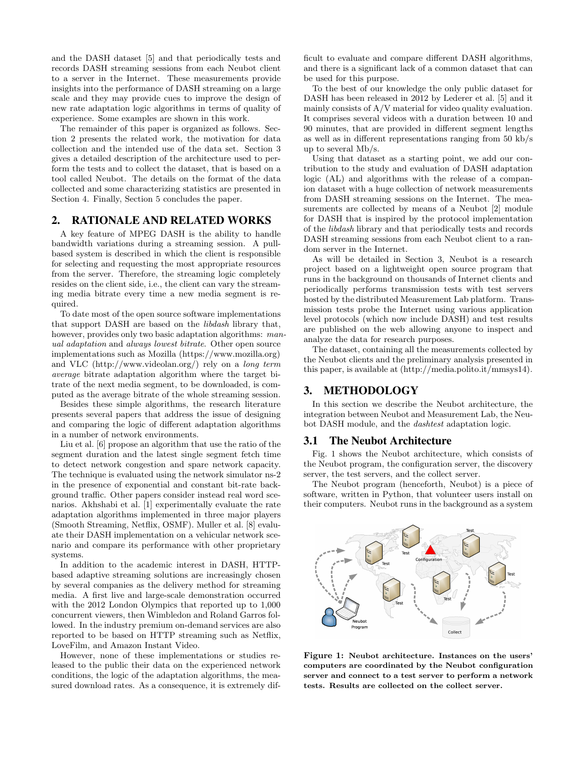and the DASH dataset [5] and that periodically tests and records DASH streaming sessions from each Neubot client to a server in the Internet. These measurements provide insights into the performance of DASH streaming on a large scale and they may provide cues to improve the design of new rate adaptation logic algorithms in terms of quality of experience. Some examples are shown in this work.

The remainder of this paper is organized as follows. Section 2 presents the related work, the motivation for data collection and the intended use of the data set. Section 3 gives a detailed description of the architecture used to perform the tests and to collect the dataset, that is based on a tool called Neubot. The details on the format of the data collected and some characterizing statistics are presented in Section 4. Finally, Section 5 concludes the paper.

## 2. RATIONALE AND RELATED WORKS

A key feature of MPEG DASH is the ability to handle bandwidth variations during a streaming session. A pull-based system is described in which the client is responsible for selecting and requesting the most appropriate resources from the server. Therefore, the streaming logic completely resides on the client side, i.e., the client can vary the streaming media bitrate every time a new media segment is required.

To date most of the open source software implementations that support DASH are based on the *libdash* library that, however, provides only two basic adaptation algorithms: *manual adaptation* and *always lowest bitrate*. Other open source implementations such as Mozilla (https://www.mozilla.org) and VLC (http://www.videolan.org/) rely on a *long term average* bitrate adaptation algorithm where the target bitrate of the next media segment, to be downloaded, is computed as the average bitrate of the whole streaming session.

Besides these simple algorithms, the research literature presents several papers that address the issue of designing and comparing the logic of different adaptation algorithms in a number of network environments.

Liu et al. [6] propose an algorithm that use the ratio of the segment duration and the latest single segment fetch time to detect network congestion and spare network capacity. The technique is evaluated using the network simulator ns-2 in the presence of exponential and constant bit-rate background traffic. Other papers consider instead real word scenarios. Akhshabi et al. [1] experimentally evaluate the rate adaptation algorithms implemented in three major players (Smooth Streaming, Netflix, OSMF). Muller et al. [8] evaluate their DASH implementation on a vehicular network scenario and compare its performance with other proprietary systems.

In addition to the academic interest in DASH, HTTP-based adaptive streaming solutions are increasingly chosen by several companies as the delivery method for streaming media. A first live and large-scale demonstration occurred with the 2012 London Olympics that reported up to 1,000 concurrent viewers, then Wimbledon and Roland Garros followed. In the industry premium on-demand services are also reported to be based on HTTP streaming such as Netflix, LoveFilm, and Amazon Instant Video.

However, none of these implementations or studies released to the public their data on the experienced network conditions, the logic of the adaptation algorithms, the measured download rates. As a consequence, it is extremely difficult to evaluate and compare different DASH algorithms, and there is a significant lack of a common dataset that can be used for this purpose.

To the best of our knowledge the only public dataset for DASH has been released in 2012 by Lederer et al. [5] and it mainly consists of A/V material for video quality evaluation. It comprises several videos with a duration between 10 and 90 minutes, that are provided in different segment lengths as well as in different representations ranging from 50 kb/s up to several Mb/s.

Using that dataset as a starting point, we add our contribution to the study and evaluation of DASH adaptation logic (AL) and algorithms with the release of a companion dataset with a huge collection of network measurements from DASH streaming sessions on the Internet. The measurements are collected by means of a Neubot [2] module for DASH that is inspired by the protocol implementation of the *libdash* library and that periodically tests and records DASH streaming sessions from each Neubot client to a random server in the Internet.

As will be detailed in Section 3, Neubot is a research project based on a lightweight open source program that runs in the background on thousands of Internet clients and periodically performs transmission tests with test servers hosted by the distributed Measurement Lab platform. Transmission tests probe the Internet using various application level protocols (which now include DASH) and test results are published on the web allowing anyone to inspect and analyze the data for research purposes.

The dataset, containing all the measurements collected by the Neubot clients and the preliminary analysis presented in this paper, is available at (http://media.polito.it/mmsys14).

## 3. METHODOLOGY

In this section we describe the Neubot architecture, the integration between Neubot and Measurement Lab, the Neubot DASH module, and the *dashtest* adaptation logic.

### 3.1 The Neubot Architecture

Fig. 1 shows the Neubot architecture, which consists of the Neubot program, the configuration server, the discovery server, the test servers, and the collect server.

The Neubot program (henceforth, Neubot) is a piece of software, written in Python, that volunteer users install on their computers. Neubot runs in the background as a system

**Figure 1: Neubot architecture. Instances on the users' computers are coordinated by the Neubot configuration server and connect to a test server to perform a network tests. Results are collected on the collect server.**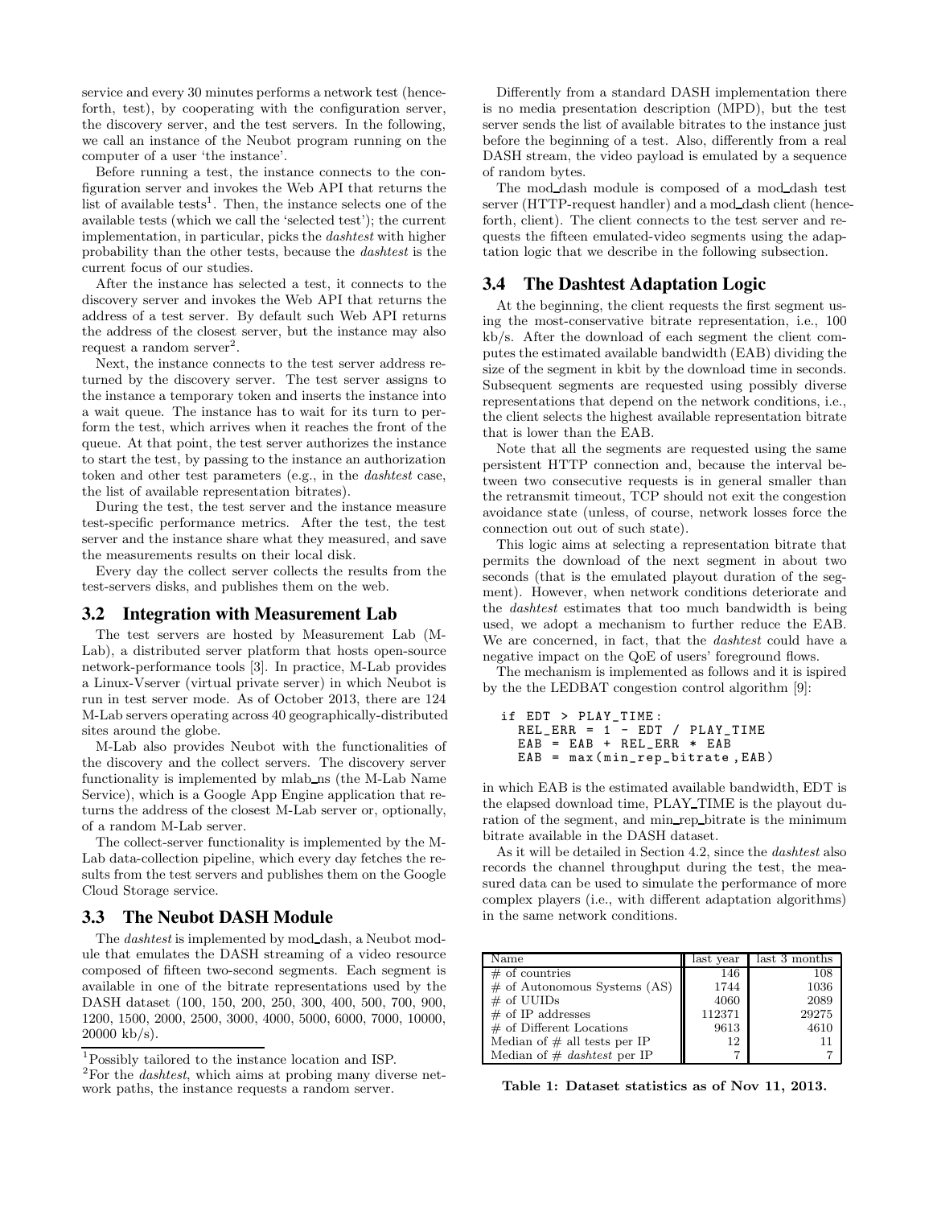service and every 30 minutes performs a network test (henceforth, test), by cooperating with the configuration server, the discovery server, and the test servers. In the following, we call an instance of the Neubot program running on the computer of a user 'the instance'.

Before running a test, the instance connects to the configuration server and invokes the Web API that returns the list of available tests[1]. Then, the instance selects one of the available tests (which we call the 'selected test'); the current implementation, in particular, picks the *dashtest* with higher probability than the other tests, because the *dashtest* is the current focus of our studies.

After the instance has selected a test, it connects to the discovery server and invokes the Web API that returns the address of a test server. By default such Web API returns the address of the closest server, but the instance may also request a random server[2].

Next, the instance connects to the test server address returned by the discovery server. The test server assigns to the instance a temporary token and inserts the instance into a wait queue. The instance has to wait for its turn to perform the test, which arrives when it reaches the front of the queue. At that point, the test server authorizes the instance to start the test, by passing to the instance an authorization token and other test parameters (e.g., in the *dashtest* case, the list of available representation bitrates).

During the test, the test server and the instance measure test-specific performance metrics. After the test, the test server and the instance share what they measured, and save the measurements results on their local disk.

Every day the collect server collects the results from the test-servers disks, and publishes them on the web.

## 3.2 Integration with Measurement Lab

The test servers are hosted by Measurement Lab (M-Lab), a distributed server platform that hosts open-source network-performance tools [3]. In practice, M-Lab provides a Linux-Vserver (virtual private server) in which Neubot is run in test server mode. As of October 2013, there are 124 M-Lab servers operating across 40 geographically-distributed sites around the globe.

M-Lab also provides Neubot with the functionalities of the discovery and the collect servers. The discovery server functionality is implemented by mlab_ns (the M-Lab Name Service), which is a Google App Engine application that returns the address of the closest M-Lab server or, optionally, of a random M-Lab server.

The collect-server functionality is implemented by the M-Lab data-collection pipeline, which every day fetches the results from the test servers and publishes them on the Google Cloud Storage service.

## 3.3 The Neubot DASH Module

The *dashtest* is implemented by mod_dash, a Neubot module that emulates the DASH streaming of a video resource composed of fifteen two-second segments. Each segment is available in one of the bitrate representations used by the DASH dataset (100, 150, 200, 250, 300, 400, 500, 700, 900, 1200, 1500, 2000, 2500, 3000, 4000, 5000, 6000, 7000, 10000, 20000 kb/s).

Differently from a standard DASH implementation there is no media presentation description (MPD), but the test server sends the list of available bitrates to the instance just before the beginning of a test. Also, differently from a real DASH stream, the video payload is emulated by a sequence of random bytes.

The mod_dash module is composed of a mod_dash test server (HTTP-request handler) and a mod_dash client (henceforth, client). The client connects to the test server and requests the fifteen emulated-video segments using the adaptation logic that we describe in the following subsection.

## 3.4 The Dashtest Adaptation Logic

At the beginning, the client requests the first segment using the most-conservative bitrate representation, i.e., 100 kb/s. After the download of each segment the client computes the estimated available bandwidth (EAB) dividing the size of the segment in kbit by the download time in seconds. Subsequent segments are requested using possibly diverse representations that depend on the network conditions, i.e., the client selects the highest available representation bitrate that is lower than the EAB.

Note that all the segments are requested using the same persistent HTTP connection and, because the interval between two consecutive requests is in general smaller than the retransmit timeout, TCP should not exit the congestion avoidance state (unless, of course, network losses force the connection out out of such state).

This logic aims at selecting a representation bitrate that permits the download of the next segment in about two seconds (that is the emulated playout duration of the segment). However, when network conditions deteriorate and the *dashtest* estimates that too much bandwidth is being used, we adopt a mechanism to further reduce the EAB. We are concerned, in fact, that the *dashtest* could have a negative impact on the QoE of users' foreground flows.

The mechanism is implemented as follows and it is ispired by the the LEDBAT congestion control algorithm [9]:

```
if EDT > PLAY_TIME:
  REL_ERR = 1 - EDT / PLAY_TIME
  EAB = EAB + REL_ERR * EAB
  EAB = max(min_rep_bitrate,EAB)
```

in which EAB is the estimated available bandwidth, EDT is the elapsed download time, PLAY_TIME is the playout duration of the segment, and min_rep_bitrate is the minimum bitrate available in the DASH dataset.

As it will be detailed in Section 4.2, since the *dashtest* also records the channel throughput during the test, the measured data can be used to simulate the performance of more complex players (i.e., with different adaptation algorithms) in the same network conditions.

| Name | last year | last 3 months |
|---|---|---|
| # of countries | 146 | 108 |
| # of Autonomous Systems (AS) | 1744 | 1036 |
| # of UUIDs | 4060 | 2089 |
| # of IP addresses | 112371 | 29275 |
| # of Different Locations | 9613 | 4610 |
| Median of # all tests per IP | 12 | 11 |
| Median of # *dashtest* per IP | 7 | 7 |

**Table 1: Dataset statistics as of Nov 11, 2013.**

[1] Possibly tailored to the instance location and ISP.

[2] For the *dashtest*, which aims at probing many diverse network paths, the instance requests a random server.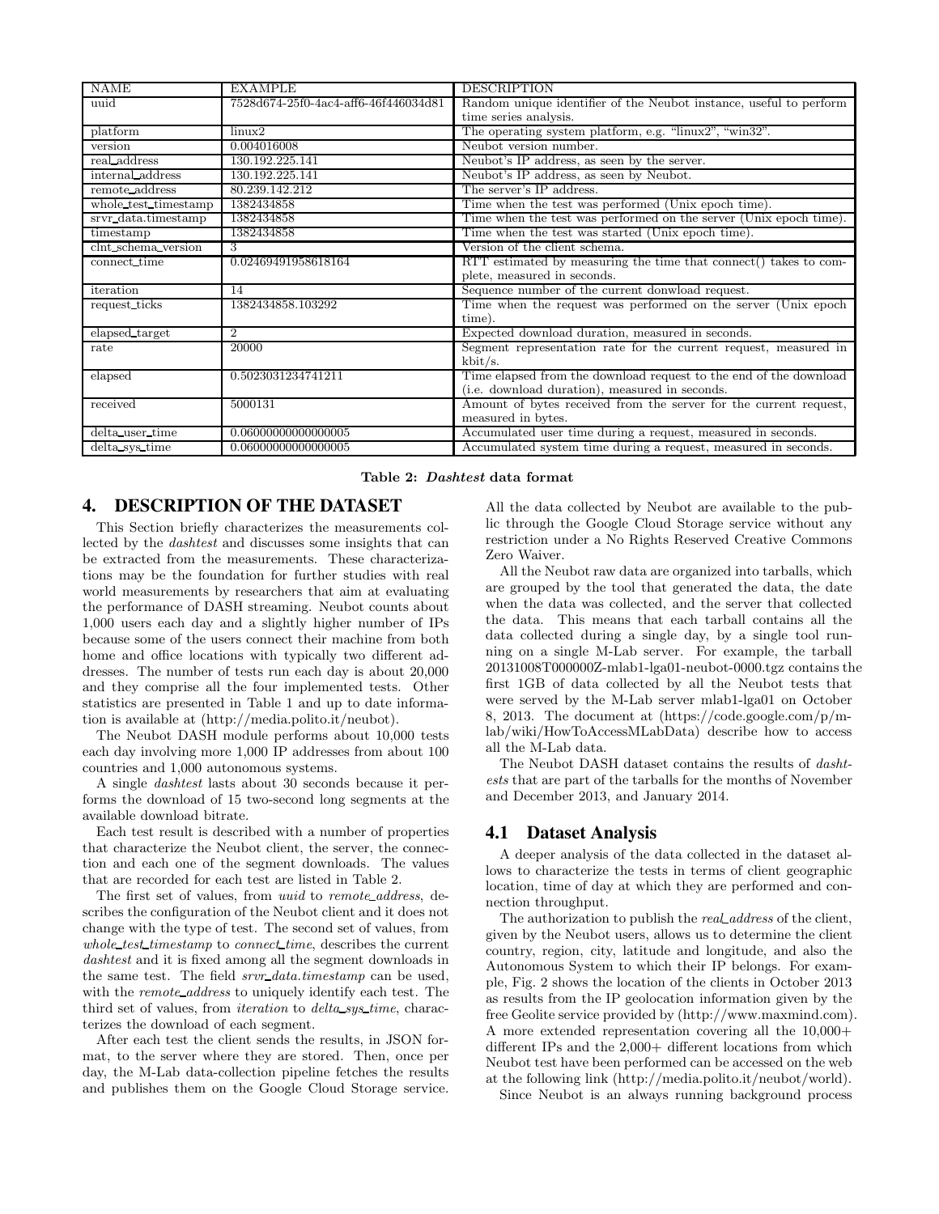| NAME | EXAMPLE | DESCRIPTION |
|---|---|---|
| uuid | 7528d674-25f0-4ac4-aff6-46f446034d81 | Random unique identifier of the Neubot instance, useful to perform time series analysis. |
| platform | linux2 | The operating system platform, e.g. "linux2", "win32". |
| version | 0.004016008 | Neubot version number. |
| real_address | 130.192.225.141 | Neubot's IP address, as seen by the server. |
| internal_address | 130.192.225.141 | Neubot's IP address, as seen by Neubot. |
| remote_address | 80.239.142.212 | The server's IP address. |
| whole_test_timestamp | 1382434858 | Time when the test was performed (Unix epoch time). |
| srvr_data.timestamp | 1382434858 | Time when the test was performed on the server (Unix epoch time). |
| timestamp | 1382434858 | Time when the test was started (Unix epoch time). |
| clnt_schema_version | 3 | Version of the client schema. |
| connect_time | 0.02469491958618164 | RTT estimated by measuring the time that connect() takes to complete, measured in seconds. |
| iteration | 14 | Sequence number of the current donwload request. |
| request_ticks | 1382434858.103292 | Time when the request was performed on the server (Unix epoch time). |
| elapsed_target | 2 | Expected download duration, measured in seconds. |
| rate | 20000 | Segment representation rate for the current request, measured in kbit/s. |
| elapsed | 0.5023031234741211 | Time elapsed from the download request to the end of the download (i.e. download duration), measured in seconds. |
| received | 5000131 | Amount of bytes received from the server for the current request, measured in bytes. |
| delta_user_time | 0.06000000000000005 | Accumulated user time during a request, measured in seconds. |
| delta_sys_time | 0.06000000000000005 | Accumulated system time during a request, measured in seconds. |

**Table 2: *Dashtest* data format**

## 4. DESCRIPTION OF THE DATASET

This Section briefly characterizes the measurements collected by the *dashtest* and discusses some insights that can be extracted from the measurements. These characterizations may be the foundation for further studies with real world measurements by researchers that aim at evaluating the performance of DASH streaming. Neubot counts about 1,000 users each day and a slightly higher number of IPs because some of the users connect their machine from both home and office locations with typically two different addresses. The number of tests run each day is about 20,000 and they comprise all the four implemented tests. Other statistics are presented in Table 1 and up to date information is available at (http://media.polito.it/neubot).

The Neubot DASH module performs about 10,000 tests each day involving more 1,000 IP addresses from about 100 countries and 1,000 autonomous systems.

A single *dashtest* lasts about 30 seconds because it performs the download of 15 two-second long segments at the available download bitrate.

Each test result is described with a number of properties that characterize the Neubot client, the server, the connection and each one of the segment downloads. The values that are recorded for each test are listed in Table 2.

The first set of values, from *uuid* to *remote_address*, describes the configuration of the Neubot client and it does not change with the type of test. The second set of values, from *whole_test_timestamp* to *connect_time*, describes the current *dashtest* and it is fixed among all the segment downloads in the same test. The field *srvr_data.timestamp* can be used, with the *remote_address* to uniquely identify each test. The third set of values, from *iteration* to *delta_sys_time*, characterizes the download of each segment.

After each test the client sends the results, in JSON format, to the server where they are stored. Then, once per day, the M-Lab data-collection pipeline fetches the results and publishes them on the Google Cloud Storage service. All the data collected by Neubot are available to the public through the Google Cloud Storage service without any restriction under a No Rights Reserved Creative Commons Zero Waiver.

All the Neubot raw data are organized into tarballs, which are grouped by the tool that generated the data, the date when the data was collected, and the server that collected the data. This means that each tarball contains all the data collected during a single day, by a single tool running on a single M-Lab server. For example, the tarball 20131008T000000Z-mlab1-lga01-neubot-0000.tgz contains the first 1GB of data collected by all the Neubot tests that were served by the M-Lab server mlab1-lga01 on October 8, 2013. The document at (https://code.google.com/p/m-lab/wiki/HowToAccessMLabData) describe how to access all the M-Lab data.

The Neubot DASH dataset contains the results of *dashtests* that are part of the tarballs for the months of November and December 2013, and January 2014.

### 4.1 Dataset Analysis

A deeper analysis of the data collected in the dataset allows to characterize the tests in terms of client geographic location, time of day at which they are performed and connection throughput.

The authorization to publish the *real_address* of the client, given by the Neubot users, allows us to determine the client country, region, city, latitude and longitude, and also the Autonomous System to which their IP belongs. For example, Fig. 2 shows the location of the clients in October 2013 as results from the IP geolocation information given by the free Geolite service provided by (http://www.maxmind.com). A more extended representation covering all the 10,000+ different IPs and the 2,000+ different locations from which Neubot test have been performed can be accessed on the web at the following link (http://media.polito.it/neubot/world).

Since Neubot is an always running background process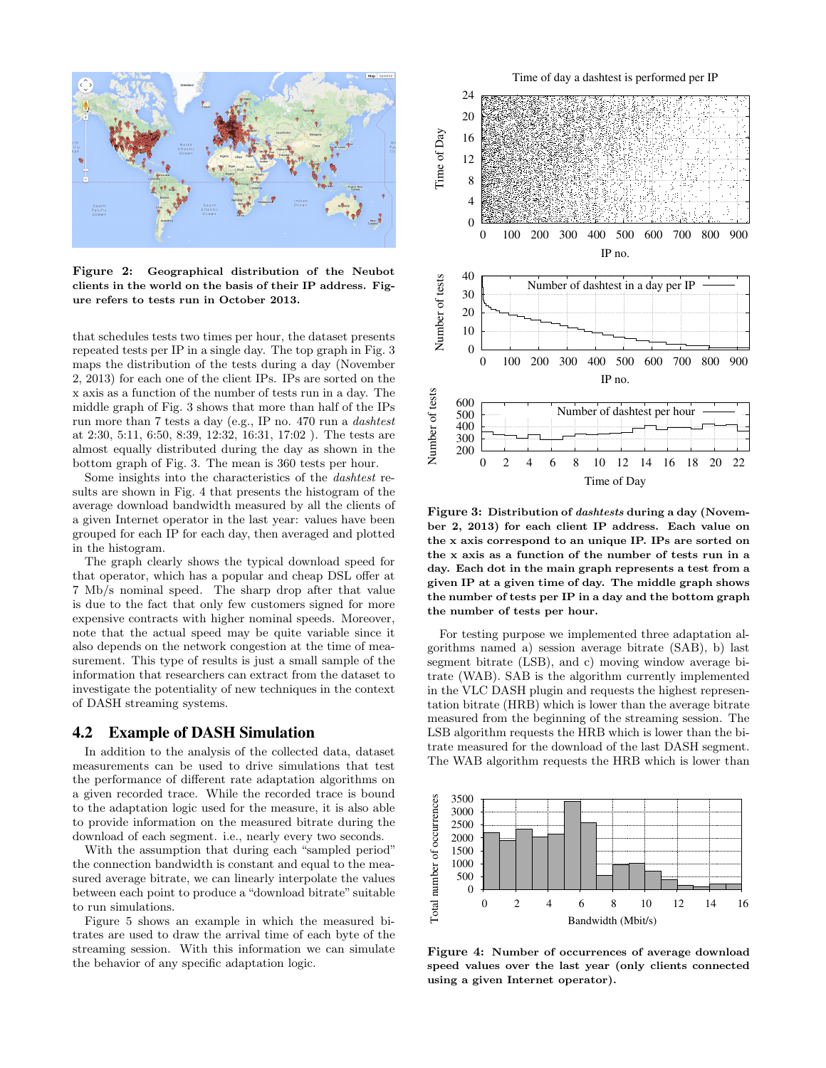Figure 2: Geographical distribution of the Neubot clients in the world on the basis of their IP address. Figure refers to tests run in October 2013.

that schedules tests two times per hour, the dataset presents repeated tests per IP in a single day. The top graph in Fig. 3 maps the distribution of the tests during a day (November 2, 2013) for each one of the client IPs. IPs are sorted on the x axis as a function of the number of tests run in a day. The middle graph of Fig. 3 shows that more than half of the IPs run more than 7 tests a day (e.g., IP no. 470 run a *dashtest* at 2:30, 5:11, 6:50, 8:39, 12:32, 16:31, 17:02 ). The tests are almost equally distributed during the day as shown in the bottom graph of Fig. 3. The mean is 360 tests per hour.

Some insights into the characteristics of the *dashtest* results are shown in Fig. 4 that presents the histogram of the average download bandwidth measured by all the clients of a given Internet operator in the last year: values have been grouped for each IP for each day, then averaged and plotted in the histogram.

The graph clearly shows the typical download speed for that operator, which has a popular and cheap DSL offer at 7 Mb/s nominal speed. The sharp drop after that value is due to the fact that only few customers signed for more expensive contracts with higher nominal speeds. Moreover, note that the actual speed may be quite variable since it also depends on the network congestion at the time of measurement. This type of results is just a small sample of the information that researchers can extract from the dataset to investigate the potentiality of new techniques in the context of DASH streaming systems.

## 4.2 Example of DASH Simulation

In addition to the analysis of the collected data, dataset measurements can be used to drive simulations that test the performance of different rate adaptation algorithms on a given recorded trace. While the recorded trace is bound to the adaptation logic used for the measure, it is also able to provide information on the measured bitrate during the download of each segment. i.e., nearly every two seconds.

With the assumption that during each "sampled period" the connection bandwidth is constant and equal to the measured average bitrate, we can linearly interpolate the values between each point to produce a "download bitrate" suitable to run simulations.

Figure 5 shows an example in which the measured bitrates are used to draw the arrival time of each byte of the streaming session. With this information we can simulate the behavior of any specific adaptation logic.

Time of day a dashtest is performed per IP

Time of Day

24
20
16
12
8
4
0

0 100 200 300 400 500 600 700 800 900

IP no.

Number of tests

40
30
20
10
0

Number of dashtest in a day per IP

0 100 200 300 400 500 600 700 800 900

IP no.

Number of tests

600
500
400
300
200

Number of dashtest per hour

0 2 4 6 8 10 12 14 16 18 20 22

Time of Day

Figure 3: Distribution of *dashtests* during a day (November 2, 2013) for each client IP address. Each value on the x axis correspond to an unique IP. IPs are sorted on the x axis as a function of the number of tests run in a day. Each dot in the main graph represents a test from a given IP at a given time of day. The middle graph shows the number of tests per IP in a day and the bottom graph the number of tests per hour.

For testing purpose we implemented three adaptation algorithms named a) session average bitrate (SAB), b) last segment bitrate (LSB), and c) moving window average bitrate (WAB). SAB is the algorithm currently implemented in the VLC DASH plugin and requests the highest representation bitrate (HRB) which is lower than the average bitrate measured from the beginning of the streaming session. The LSB algorithm requests the HRB which is lower than the bitrate measured for the download of the last DASH segment. The WAB algorithm requests the HRB which is lower than

Total number of occurrences

3500
3000
2500
2000
1500
1000
500
0

0 2 4 6 8 10 12 14 16

Bandwidth (Mbit/s)

Figure 4: Number of occurrences of average download speed values over the last year (only clients connected using a given Internet operator).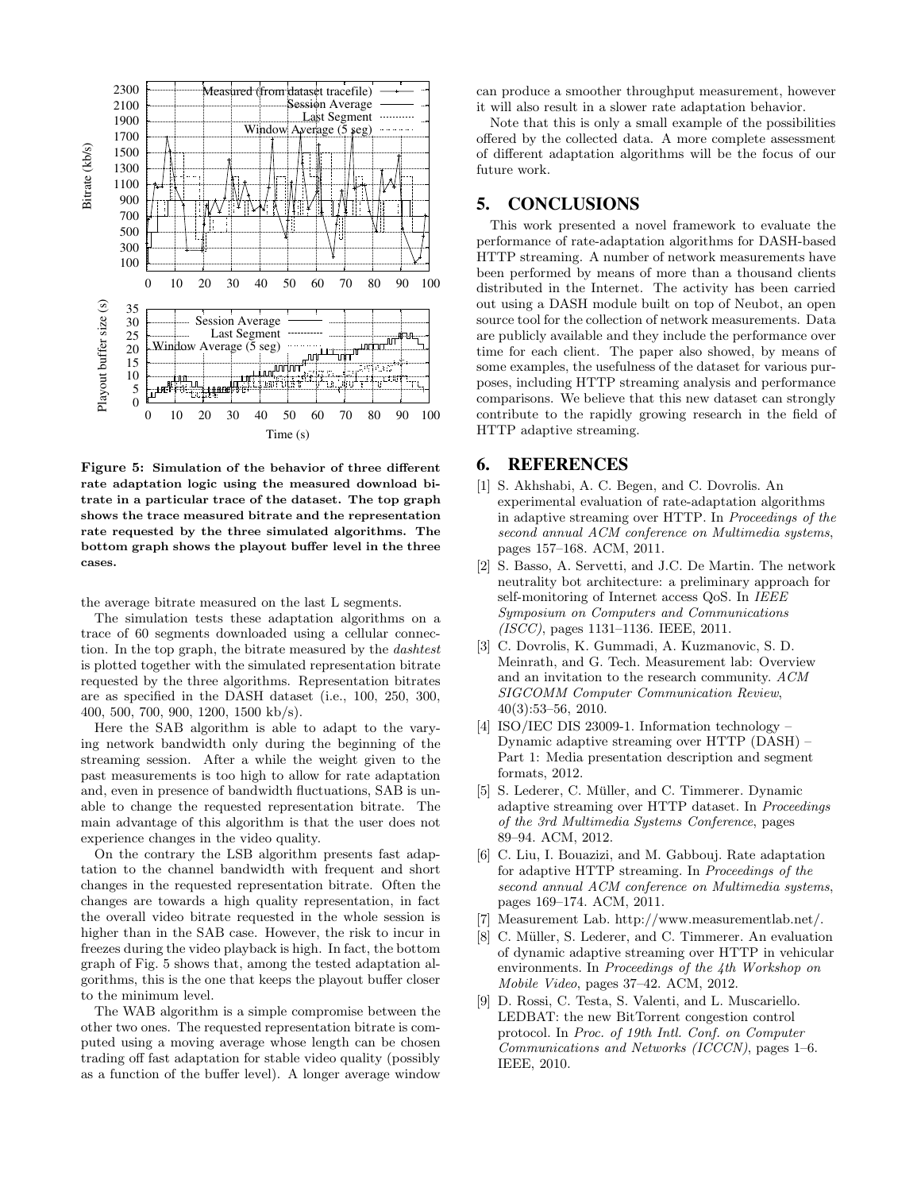2300
2100
1900
1700
1500
1300
1100
900
700
500
300
100

Bitrate (kb/s)

Measured (from dataset tracefile)
Session Average
Last Segment
Window Average (5 seg)

0 10 20 30 40 50 60 70 80 90 100

35
30
25
20
15
10
5
0

Playout buffer size (s)

Session Average
Last Segment
Window Average (5 seg)

0 10 20 30 40 50 60 70 80 90 100

Time (s)

**Figure 5: Simulation of the behavior of three different rate adaptation logic using the measured download bitrate in a particular trace of the dataset. The top graph shows the trace measured bitrate and the representation rate requested by the three simulated algorithms. The bottom graph shows the playout buffer level in the three cases.**

the average bitrate measured on the last L segments.

The simulation tests these adaptation algorithms on a trace of 60 segments downloaded using a cellular connection. In the top graph, the bitrate measured by the *dashtest* is plotted together with the simulated representation bitrate requested by the three algorithms. Representation bitrates are as specified in the DASH dataset (i.e., 100, 250, 300, 400, 500, 700, 900, 1200, 1500 kb/s).

Here the SAB algorithm is able to adapt to the varying network bandwidth only during the beginning of the streaming session. After a while the weight given to the past measurements is too high to allow for rate adaptation and, even in presence of bandwidth fluctuations, SAB is unable to change the requested representation bitrate. The main advantage of this algorithm is that the user does not experience changes in the video quality.

On the contrary the LSB algorithm presents fast adaptation to the channel bandwidth with frequent and short changes in the requested representation bitrate. Often the changes are towards a high quality representation, in fact the overall video bitrate requested in the whole session is higher than in the SAB case. However, the risk to incur in freezes during the video playback is high. In fact, the bottom graph of Fig. 5 shows that, among the tested adaptation algorithms, this is the one that keeps the playout buffer closer to the minimum level.

The WAB algorithm is a simple compromise between the other two ones. The requested representation bitrate is computed using a moving average whose length can be chosen trading off fast adaptation for stable video quality (possibly as a function of the buffer level). A longer average window can produce a smoother throughput measurement, however it will also result in a slower rate adaptation behavior.

Note that this is only a small example of the possibilities offered by the collected data. A more complete assessment of different adaptation algorithms will be the focus of our future work.

## 5. CONCLUSIONS

This work presented a novel framework to evaluate the performance of rate-adaptation algorithms for DASH-based HTTP streaming. A number of network measurements have been performed by means of more than a thousand clients distributed in the Internet. The activity has been carried out using a DASH module built on top of Neubot, an open source tool for the collection of network measurements. Data are publicly available and they include the performance over time for each client. The paper also showed, by means of some examples, the usefulness of the dataset for various purposes, including HTTP streaming analysis and performance comparisons. We believe that this new dataset can strongly contribute to the rapidly growing research in the field of HTTP adaptive streaming.

## 6. REFERENCES

[1] S. Akhshabi, A. C. Begen, and C. Dovrolis. An experimental evaluation of rate-adaptation algorithms in adaptive streaming over HTTP. In *Proceedings of the second annual ACM conference on Multimedia systems*, pages 157–168. ACM, 2011.

[2] S. Basso, A. Servetti, and J.C. De Martin. The network neutrality bot architecture: a preliminary approach for self-monitoring of Internet access QoS. In *IEEE Symposium on Computers and Communications (ISCC)*, pages 1131–1136. IEEE, 2011.

[3] C. Dovrolis, K. Gummadi, A. Kuzmanovic, S. D. Meinrath, and G. Tech. Measurement lab: Overview and an invitation to the research community. *ACM SIGCOMM Computer Communication Review*, 40(3):53–56, 2010.

[4] ISO/IEC DIS 23009-1. Information technology – Dynamic adaptive streaming over HTTP (DASH) – Part 1: Media presentation description and segment formats, 2012.

[5] S. Lederer, C. Müller, and C. Timmerer. Dynamic adaptive streaming over HTTP dataset. In *Proceedings of the 3rd Multimedia Systems Conference*, pages 89–94. ACM, 2012.

[6] C. Liu, I. Bouazizi, and M. Gabbouj. Rate adaptation for adaptive HTTP streaming. In *Proceedings of the second annual ACM conference on Multimedia systems*, pages 169–174. ACM, 2011.

[7] Measurement Lab. http://www.measurementlab.net/.

[8] C. Müller, S. Lederer, and C. Timmerer. An evaluation of dynamic adaptive streaming over HTTP in vehicular environments. In *Proceedings of the 4th Workshop on Mobile Video*, pages 37–42. ACM, 2012.

[9] D. Rossi, C. Testa, S. Valenti, and L. Muscariello. LEDBAT: the new BitTorrent congestion control protocol. In *Proc. of 19th Intl. Conf. on Computer Communications and Networks (ICCCN)*, pages 1–6. IEEE, 2010.